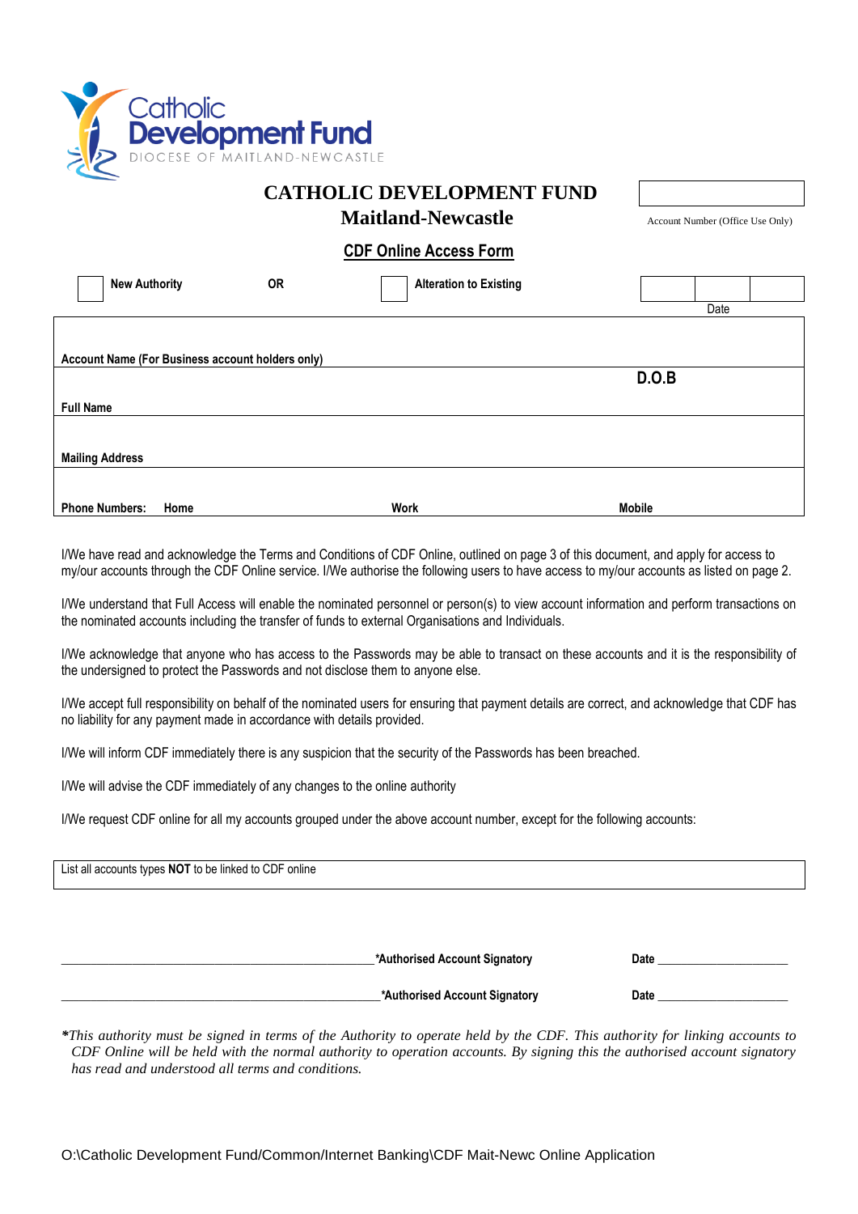Catholic Development Fund
DIOCESE OF MAITLAND-NEWCASTLE

# CATHOLIC DEVELOPMENT FUND
## Maitland-Newcastle

Account Number (Office Use Only)

### CDF Online Access Form

☐ **New Authority** **OR** ☐ **Alteration to Existing**

Date

**Account Name (For Business account holders only)**

**Full Name** **D.O.B**

**Mailing Address**

**Phone Numbers:** **Home** **Work** **Mobile**

I/We have read and acknowledge the Terms and Conditions of CDF Online, outlined on page 3 of this document, and apply for access to my/our accounts through the CDF Online service. I/We authorise the following users to have access to my/our accounts as listed on page 2.

I/We understand that Full Access will enable the nominated personnel or person(s) to view account information and perform transactions on the nominated accounts including the transfer of funds to external Organisations and Individuals.

I/We acknowledge that anyone who has access to the Passwords may be able to transact on these accounts and it is the responsibility of the undersigned to protect the Passwords and not disclose them to anyone else.

I/We accept full responsibility on behalf of the nominated users for ensuring that payment details are correct, and acknowledge that CDF has no liability for any payment made in accordance with details provided.

I/We will inform CDF immediately there is any suspicion that the security of the Passwords has been breached.

I/We will advise the CDF immediately of any changes to the online authority

I/We request CDF online for all my accounts grouped under the above account number, except for the following accounts:

List all accounts types **NOT** to be linked to CDF online

\_\_\_\_\_\_\_\_\_\_\_\_\_\_\_\_\_\_\_\_\_\_\_\_\_\_\_\_\_\_\_\_\_\_\_\_\_\_\_\_ **\*Authorised Account Signatory** **Date** \_\_\_\_\_\_\_\_\_\_\_\_\_\_\_\_\_\_\_\_

\_\_\_\_\_\_\_\_\_\_\_\_\_\_\_\_\_\_\_\_\_\_\_\_\_\_\_\_\_\_\_\_\_\_\_\_\_\_\_\_ **\*Authorised Account Signatory** **Date** \_\_\_\_\_\_\_\_\_\_\_\_\_\_\_\_\_\_\_\_

*\*This authority must be signed in terms of the Authority to operate held by the CDF. This authority for linking accounts to CDF Online will be held with the normal authority to operation accounts. By signing this the authorised account signatory has read and understood all terms and conditions.*

O:\Catholic Development Fund/Common/Internet Banking\CDF Mait-Newc Online Application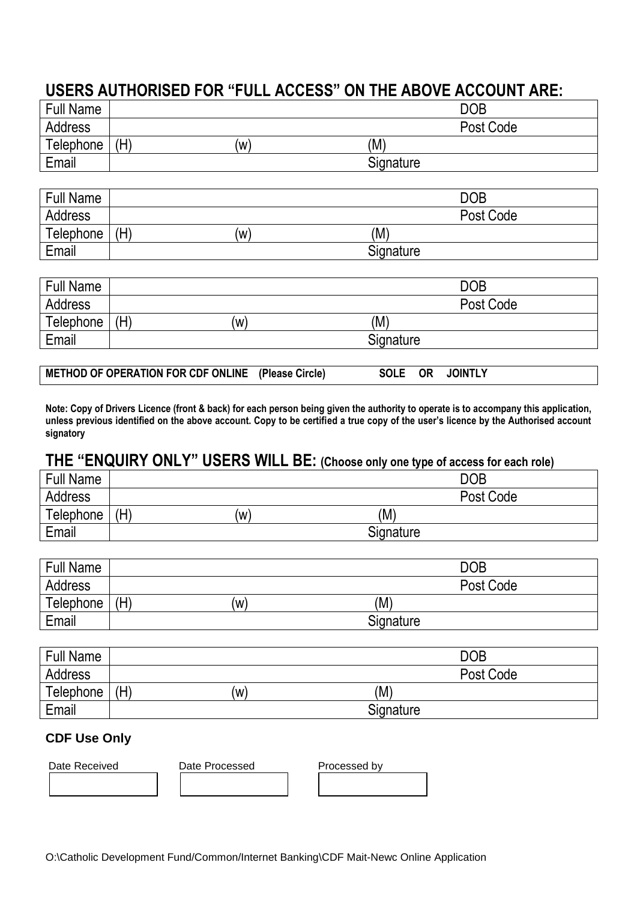## USERS AUTHORISED FOR "FULL ACCESS" ON THE ABOVE ACCOUNT ARE:

| Full Name | | | DOB |
|---|---|---|---|
| Address | | | Post Code |
| Telephone | (H) | (w) | (M) |
| Email | | Signature | |

| Full Name | | | DOB |
|---|---|---|---|
| Address | | | Post Code |
| Telephone | (H) | (w) | (M) |
| Email | | Signature | |

| Full Name | | | DOB |
|---|---|---|---|
| Address | | | Post Code |
| Telephone | (H) | (w) | (M) |
| Email | | Signature | |

| METHOD OF OPERATION FOR CDF ONLINE (Please Circle) | SOLE OR JOINTLY |
|---|---|

**Note: Copy of Drivers Licence (front & back) for each person being given the authority to operate is to accompany this application, unless previous identified on the above account. Copy to be certified a true copy of the user's licence by the Authorised account signatory**

## THE "ENQUIRY ONLY" USERS WILL BE: (Choose only one type of access for each role)

| Full Name | | | DOB |
|---|---|---|---|
| Address | | | Post Code |
| Telephone | (H) | (w) | (M) |
| Email | | Signature | |

| Full Name | | | DOB |
|---|---|---|---|
| Address | | | Post Code |
| Telephone | (H) | (w) | (M) |
| Email | | Signature | |

| Full Name | | | DOB |
|---|---|---|---|
| Address | | | Post Code |
| Telephone | (H) | (w) | (M) |
| Email | | Signature | |

### CDF Use Only

| Date Received | Date Processed | Processed by |
|---|---|---|
| | | |

O:\Catholic Development Fund/Common/Internet Banking\CDF Mait-Newc Online Application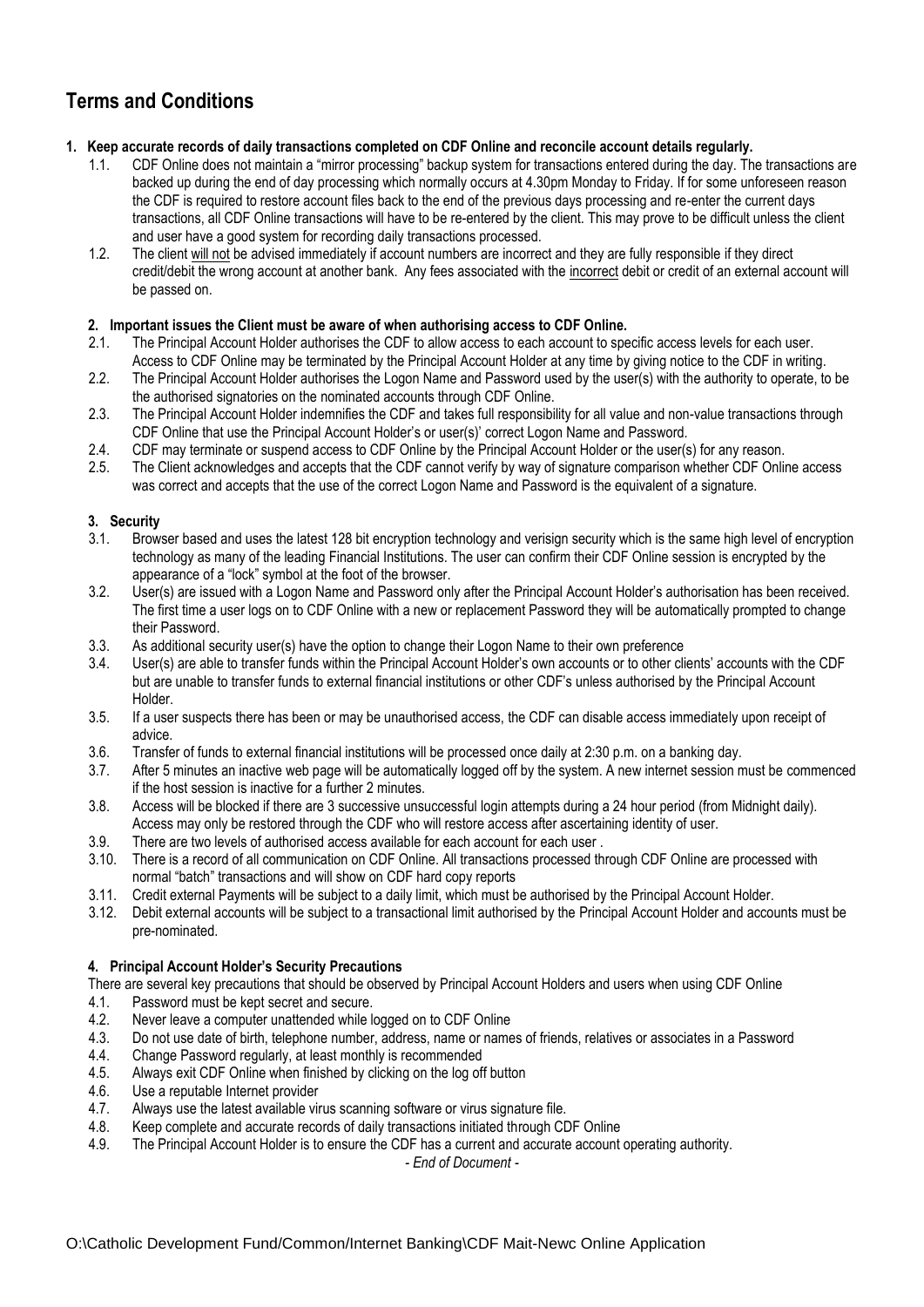# Terms and Conditions

**1. Keep accurate records of daily transactions completed on CDF Online and reconcile account details regularly.**

1.1. CDF Online does not maintain a "mirror processing" backup system for transactions entered during the day. The transactions are backed up during the end of day processing which normally occurs at 4.30pm Monday to Friday. If for some unforeseen reason the CDF is required to restore account files back to the end of the previous days processing and re-enter the current days transactions, all CDF Online transactions will have to be re-entered by the client. This may prove to be difficult unless the client and user have a good system for recording daily transactions processed.

1.2. The client <u>will not</u> be advised immediately if account numbers are incorrect and they are fully responsible if they direct credit/debit the wrong account at another bank. Any fees associated with the <u>incorrect</u> debit or credit of an external account will be passed on.

**2. Important issues the Client must be aware of when authorising access to CDF Online.**

2.1. The Principal Account Holder authorises the CDF to allow access to each account to specific access levels for each user. Access to CDF Online may be terminated by the Principal Account Holder at any time by giving notice to the CDF in writing.

2.2. The Principal Account Holder authorises the Logon Name and Password used by the user(s) with the authority to operate, to be the authorised signatories on the nominated accounts through CDF Online.

2.3. The Principal Account Holder indemnifies the CDF and takes full responsibility for all value and non-value transactions through CDF Online that use the Principal Account Holder's or user(s)' correct Logon Name and Password.

2.4. CDF may terminate or suspend access to CDF Online by the Principal Account Holder or the user(s) for any reason.

2.5. The Client acknowledges and accepts that the CDF cannot verify by way of signature comparison whether CDF Online access was correct and accepts that the use of the correct Logon Name and Password is the equivalent of a signature.

**3. Security**

3.1. Browser based and uses the latest 128 bit encryption technology and verisign security which is the same high level of encryption technology as many of the leading Financial Institutions. The user can confirm their CDF Online session is encrypted by the appearance of a "lock" symbol at the foot of the browser.

3.2. User(s) are issued with a Logon Name and Password only after the Principal Account Holder's authorisation has been received. The first time a user logs on to CDF Online with a new or replacement Password they will be automatically prompted to change their Password.

3.3. As additional security user(s) have the option to change their Logon Name to their own preference

3.4. User(s) are able to transfer funds within the Principal Account Holder's own accounts or to other clients' accounts with the CDF but are unable to transfer funds to external financial institutions or other CDF's unless authorised by the Principal Account Holder.

3.5. If a user suspects there has been or may be unauthorised access, the CDF can disable access immediately upon receipt of advice.

3.6. Transfer of funds to external financial institutions will be processed once daily at 2:30 p.m. on a banking day.

3.7. After 5 minutes an inactive web page will be automatically logged off by the system. A new internet session must be commenced if the host session is inactive for a further 2 minutes.

3.8. Access will be blocked if there are 3 successive unsuccessful login attempts during a 24 hour period (from Midnight daily). Access may only be restored through the CDF who will restore access after ascertaining identity of user.

3.9. There are two levels of authorised access available for each account for each user .

3.10. There is a record of all communication on CDF Online. All transactions processed through CDF Online are processed with normal "batch" transactions and will show on CDF hard copy reports

3.11. Credit external Payments will be subject to a daily limit, which must be authorised by the Principal Account Holder.

3.12. Debit external accounts will be subject to a transactional limit authorised by the Principal Account Holder and accounts must be pre-nominated.

**4. Principal Account Holder's Security Precautions**

There are several key precautions that should be observed by Principal Account Holders and users when using CDF Online

4.1. Password must be kept secret and secure.

4.2. Never leave a computer unattended while logged on to CDF Online

4.3. Do not use date of birth, telephone number, address, name or names of friends, relatives or associates in a Password

4.4. Change Password regularly, at least monthly is recommended

4.5. Always exit CDF Online when finished by clicking on the log off button

4.6. Use a reputable Internet provider

4.7. Always use the latest available virus scanning software or virus signature file.

4.8. Keep complete and accurate records of daily transactions initiated through CDF Online

4.9. The Principal Account Holder is to ensure the CDF has a current and accurate account operating authority.

*- End of Document -*